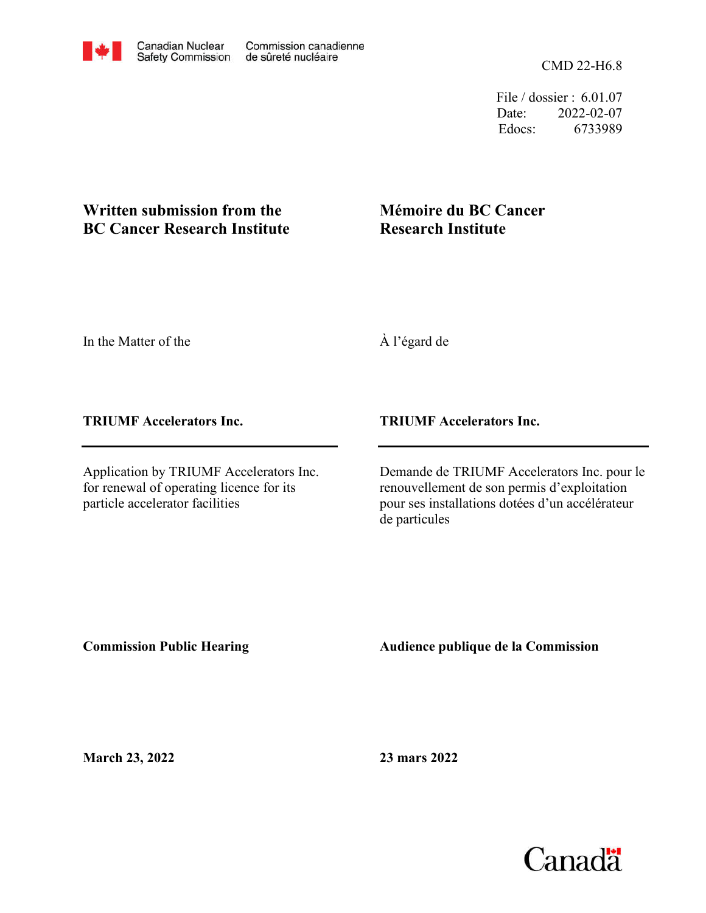Canadian Nuclear Safety Commission | Commission canadienne de sûreté nucléaire

CMD 22-H6.8

File / dossier : 6.01.07
Date: 2022-02-07
Edocs: 6733989

**Written submission from the BC Cancer Research Institute**

**Mémoire du BC Cancer Research Institute**

In the Matter of the

À l'égard de

**TRIUMF Accelerators Inc.**

**TRIUMF Accelerators Inc.**

---

Application by TRIUMF Accelerators Inc. for renewal of operating licence for its particle accelerator facilities

Demande de TRIUMF Accelerators Inc. pour le renouvellement de son permis d'exploitation pour ses installations dotées d'un accélérateur de particules

**Commission Public Hearing**

**Audience publique de la Commission**

**March 23, 2022**

**23 mars 2022**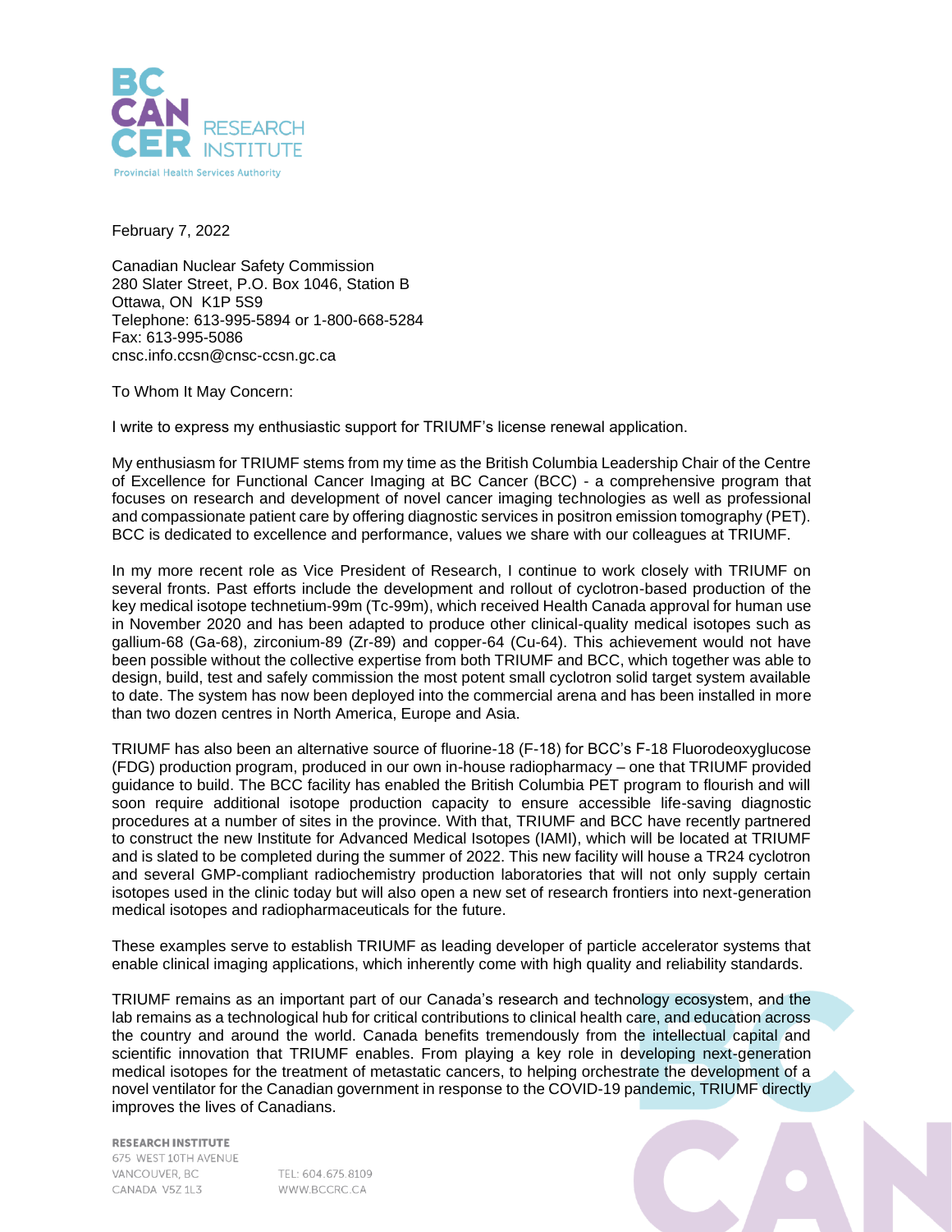February 7, 2022

Canadian Nuclear Safety Commission
280 Slater Street, P.O. Box 1046, Station B
Ottawa, ON K1P 5S9
Telephone: 613-995-5894 or 1-800-668-5284
Fax: 613-995-5086
cnsc.info.ccsn@cnsc-ccsn.gc.ca

To Whom It May Concern:

I write to express my enthusiastic support for TRIUMF's license renewal application.

My enthusiasm for TRIUMF stems from my time as the British Columbia Leadership Chair of the Centre of Excellence for Functional Cancer Imaging at BC Cancer (BCC) - a comprehensive program that focuses on research and development of novel cancer imaging technologies as well as professional and compassionate patient care by offering diagnostic services in positron emission tomography (PET). BCC is dedicated to excellence and performance, values we share with our colleagues at TRIUMF.

In my more recent role as Vice President of Research, I continue to work closely with TRIUMF on several fronts. Past efforts include the development and rollout of cyclotron-based production of the key medical isotope technetium-99m (Tc-99m), which received Health Canada approval for human use in November 2020 and has been adapted to produce other clinical-quality medical isotopes such as gallium-68 (Ga-68), zirconium-89 (Zr-89) and copper-64 (Cu-64). This achievement would not have been possible without the collective expertise from both TRIUMF and BCC, which together was able to design, build, test and safely commission the most potent small cyclotron solid target system available to date. The system has now been deployed into the commercial arena and has been installed in more than two dozen centres in North America, Europe and Asia.

TRIUMF has also been an alternative source of fluorine-18 (F-18) for BCC's F-18 Fluorodeoxyglucose (FDG) production program, produced in our own in-house radiopharmacy – one that TRIUMF provided guidance to build. The BCC facility has enabled the British Columbia PET program to flourish and will soon require additional isotope production capacity to ensure accessible life-saving diagnostic procedures at a number of sites in the province. With that, TRIUMF and BCC have recently partnered to construct the new Institute for Advanced Medical Isotopes (IAMI), which will be located at TRIUMF and is slated to be completed during the summer of 2022. This new facility will house a TR24 cyclotron and several GMP-compliant radiochemistry production laboratories that will not only supply certain isotopes used in the clinic today but will also open a new set of research frontiers into next-generation medical isotopes and radiopharmaceuticals for the future.

These examples serve to establish TRIUMF as leading developer of particle accelerator systems that enable clinical imaging applications, which inherently come with high quality and reliability standards.

TRIUMF remains as an important part of our Canada's research and technology ecosystem, and the lab remains as a technological hub for critical contributions to clinical health care, and education across the country and around the world. Canada benefits tremendously from the intellectual capital and scientific innovation that TRIUMF enables. From playing a key role in developing next-generation medical isotopes for the treatment of metastatic cancers, to helping orchestrate the development of a novel ventilator for the Canadian government in response to the COVID-19 pandemic, TRIUMF directly improves the lives of Canadians.

RESEARCH INSTITUTE
675 WEST 10TH AVENUE
VANCOUVER, BC
CANADA V5Z 1L3

TEL: 604.675.8109
WWW.BCCRC.CA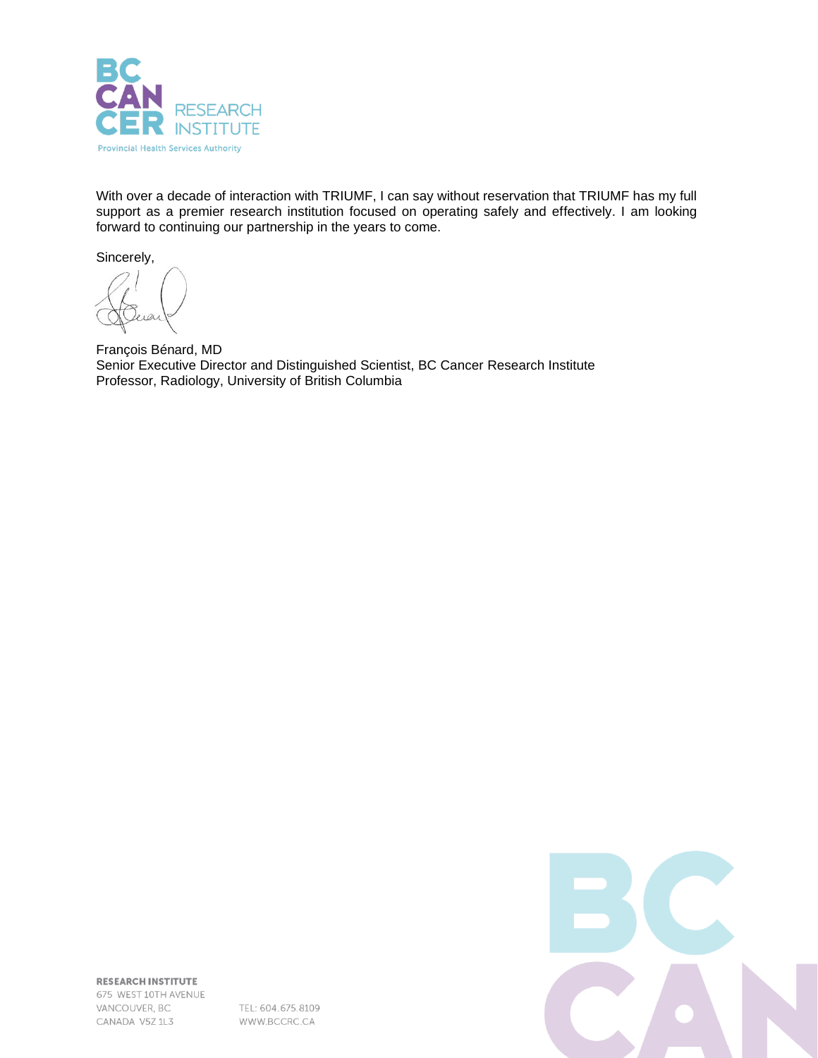With over a decade of interaction with TRIUMF, I can say without reservation that TRIUMF has my full support as a premier research institution focused on operating safely and effectively. I am looking forward to continuing our partnership in the years to come.

Sincerely,

François Bénard, MD
Senior Executive Director and Distinguished Scientist, BC Cancer Research Institute
Professor, Radiology, University of British Columbia